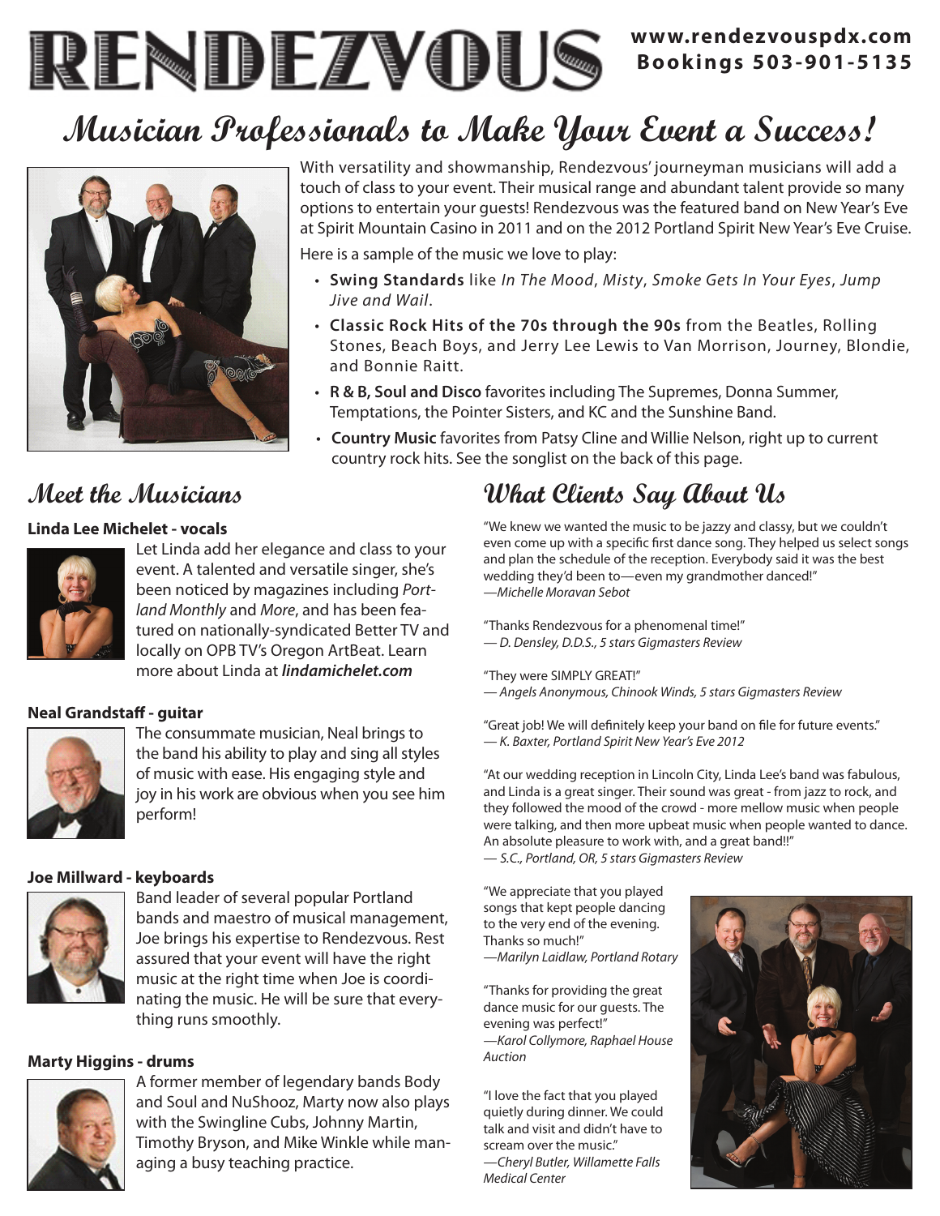# RENDEZVOUS

**www.rendezvouspdx.com**
**Bookings 503-901-5135**

## Musician Professionals to Make Your Event a Success!

With versatility and showmanship, Rendezvous' journeyman musicians will add a touch of class to your event. Their musical range and abundant talent provide so many options to entertain your guests! Rendezvous was the featured band on New Year's Eve at Spirit Mountain Casino in 2011 and on the 2012 Portland Spirit New Year's Eve Cruise.

Here is a sample of the music we love to play:

- **Swing Standards** like *In The Mood*, *Misty*, *Smoke Gets In Your Eyes*, *Jump Jive and Wail*.
- **Classic Rock Hits of the 70s through the 90s** from the Beatles, Rolling Stones, Beach Boys, and Jerry Lee Lewis to Van Morrison, Journey, Blondie, and Bonnie Raitt.
- **R & B, Soul and Disco** favorites including The Supremes, Donna Summer, Temptations, the Pointer Sisters, and KC and the Sunshine Band.
- **Country Music** favorites from Patsy Cline and Willie Nelson, right up to current country rock hits. See the songlist on the back of this page.

## Meet the Musicians

**Linda Lee Michelet - vocals**

Let Linda add her elegance and class to your event. A talented and versatile singer, she's been noticed by magazines including *Portland Monthly* and *More*, and has been featured on nationally-syndicated Better TV and locally on OPB TV's Oregon ArtBeat. Learn more about Linda at ***lindamichelet.com***

**Neal Grandstaff - guitar**

The consummate musician, Neal brings to the band his ability to play and sing all styles of music with ease. His engaging style and joy in his work are obvious when you see him perform!

**Joe Millward - keyboards**

Band leader of several popular Portland bands and maestro of musical management, Joe brings his expertise to Rendezvous. Rest assured that your event will have the right music at the right time when Joe is coordinating the music. He will be sure that everything runs smoothly.

**Marty Higgins - drums**

A former member of legendary bands Body and Soul and NuShooz, Marty now also plays with the Swingline Cubs, Johnny Martin, Timothy Bryson, and Mike Winkle while managing a busy teaching practice.

## What Clients Say About Us

"We knew we wanted the music to be jazzy and classy, but we couldn't even come up with a specific first dance song. They helped us select songs and plan the schedule of the reception. Everybody said it was the best wedding they'd been to—even my grandmother danced!"
*—Michelle Moravan Sebot*

"Thanks Rendezvous for a phenomenal time!"
*— D. Densley, D.D.S., 5 stars Gigmasters Review*

"They were SIMPLY GREAT!"
*— Angels Anonymous, Chinook Winds, 5 stars Gigmasters Review*

"Great job! We will definitely keep your band on file for future events."
*— K. Baxter, Portland Spirit New Year's Eve 2012*

"At our wedding reception in Lincoln City, Linda Lee's band was fabulous, and Linda is a great singer. Their sound was great - from jazz to rock, and they followed the mood of the crowd - more mellow music when people were talking, and then more upbeat music when people wanted to dance. An absolute pleasure to work with, and a great band!!"
*— S.C., Portland, OR, 5 stars Gigmasters Review*

"We appreciate that you played songs that kept people dancing to the very end of the evening. Thanks so much!"
*—Marilyn Laidlaw, Portland Rotary*

"Thanks for providing the great dance music for our guests. The evening was perfect!"
*—Karol Collymore, Raphael House Auction*

"I love the fact that you played quietly during dinner. We could talk and visit and didn't have to scream over the music."
*—Cheryl Butler, Willamette Falls Medical Center*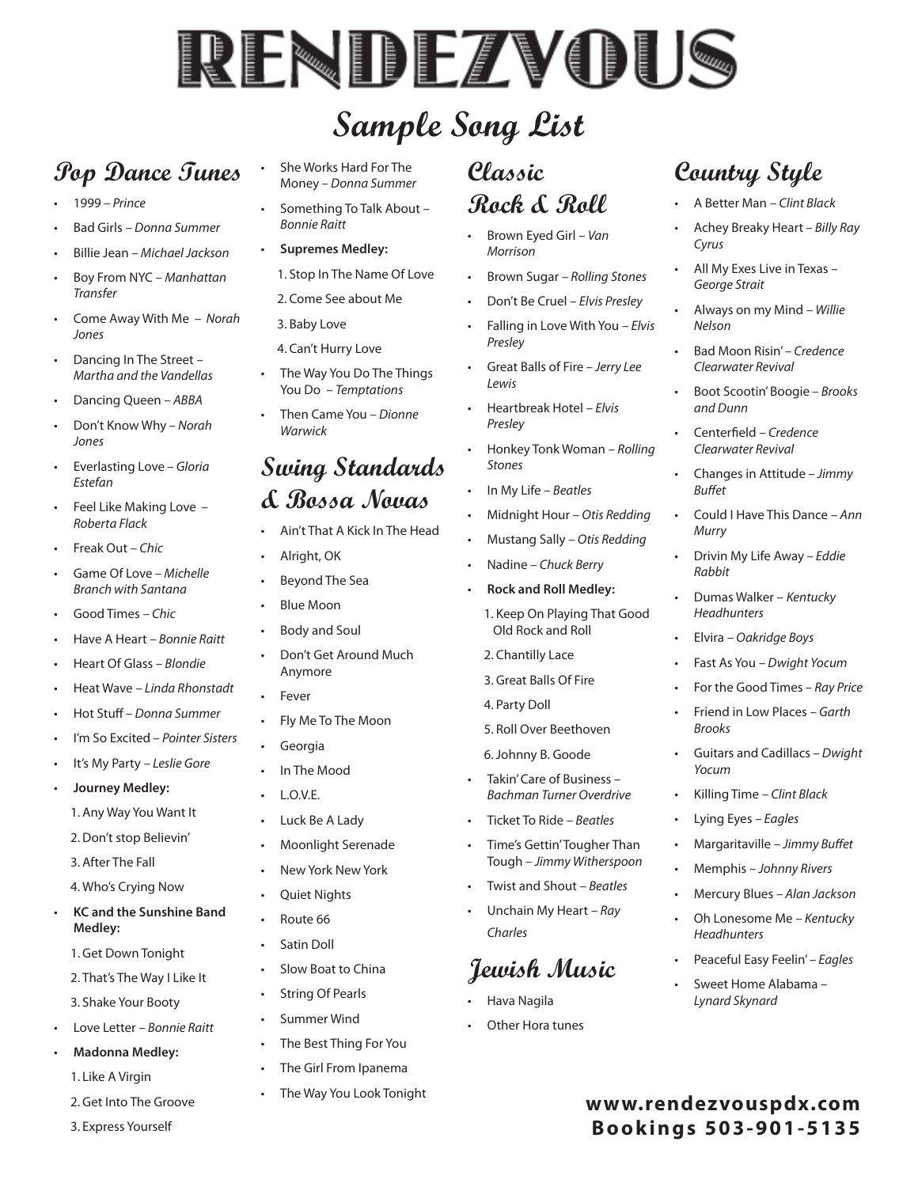# RENDEZVOUS

## Sample Song List

### Pop Dance Tunes

- 1999 – *Prince*
- Bad Girls – *Donna Summer*
- Billie Jean – *Michael Jackson*
- Boy From NYC – *Manhattan Transfer*
- Come Away With Me – *Norah Jones*
- Dancing In The Street – *Martha and the Vandellas*
- Dancing Queen – *ABBA*
- Don't Know Why – *Norah Jones*
- Everlasting Love – *Gloria Estefan*
- Feel Like Making Love – *Roberta Flack*
- Freak Out – *Chic*
- Game Of Love – *Michelle Branch with Santana*
- Good Times – *Chic*
- Have A Heart – *Bonnie Raitt*
- Heart Of Glass – *Blondie*
- Heat Wave – *Linda Rhonstadt*
- Hot Stuff – *Donna Summer*
- I'm So Excited – *Pointer Sisters*
- It's My Party – *Leslie Gore*
- **Journey Medley:**
  1. Any Way You Want It
  2. Don't stop Believin'
  3. After The Fall
  4. Who's Crying Now
- **KC and the Sunshine Band Medley:**
  1. Get Down Tonight
  2. That's The Way I Like It
  3. Shake Your Booty
- Love Letter – *Bonnie Raitt*
- **Madonna Medley:**
  1. Like A Virgin
  2. Get Into The Groove
  3. Express Yourself
- She Works Hard For The Money – *Donna Summer*
- Something To Talk About – *Bonnie Raitt*
- **Supremes Medley:**
  1. Stop In The Name Of Love
  2. Come See about Me
  3. Baby Love
  4. Can't Hurry Love
- The Way You Do The Things You Do – *Temptations*
- Then Came You – *Dionne Warwick*

### Swing Standards & Bossa Novas

- Ain't That A Kick In The Head
- Alright, OK
- Beyond The Sea
- Blue Moon
- Body and Soul
- Don't Get Around Much Anymore
- Fever
- Fly Me To The Moon
- Georgia
- In The Mood
- L.O.V.E.
- Luck Be A Lady
- Moonlight Serenade
- New York New York
- Quiet Nights
- Route 66
- Satin Doll
- Slow Boat to China
- String Of Pearls
- Summer Wind
- The Best Thing For You
- The Girl From Ipanema
- The Way You Look Tonight

### Classic Rock & Roll

- Brown Eyed Girl – *Van Morrison*
- Brown Sugar – *Rolling Stones*
- Don't Be Cruel – *Elvis Presley*
- Falling in Love With You – *Elvis Presley*
- Great Balls of Fire – *Jerry Lee Lewis*
- Heartbreak Hotel – *Elvis Presley*
- Honkey Tonk Woman – *Rolling Stones*
- In My Life – *Beatles*
- Midnight Hour – *Otis Redding*
- Mustang Sally – *Otis Redding*
- Nadine – *Chuck Berry*
- **Rock and Roll Medley:**
  1. Keep On Playing That Good Old Rock and Roll
  2. Chantilly Lace
  3. Great Balls Of Fire
  4. Party Doll
  5. Roll Over Beethoven
  6. Johnny B. Goode
- Takin' Care of Business – *Bachman Turner Overdrive*
- Ticket To Ride – *Beatles*
- Time's Gettin' Tougher Than Tough – *Jimmy Witherspoon*
- Twist and Shout – *Beatles*
- Unchain My Heart – *Ray Charles*

### Jewish Music

- Hava Nagila
- Other Hora tunes

### Country Style

- A Better Man – *Clint Black*
- Achey Breaky Heart – *Billy Ray Cyrus*
- All My Exes Live in Texas – *George Strait*
- Always on my Mind – *Willie Nelson*
- Bad Moon Risin' – *Credence Clearwater Revival*
- Boot Scootin' Boogie – *Brooks and Dunn*
- Centerfield – *Credence Clearwater Revival*
- Changes in Attitude – *Jimmy Buffet*
- Could I Have This Dance – *Ann Murry*
- Drivin My Life Away – *Eddie Rabbit*
- Dumas Walker – *Kentucky Headhunters*
- Elvira – *Oakridge Boys*
- Fast As You – *Dwight Yocum*
- For the Good Times – *Ray Price*
- Friend in Low Places – *Garth Brooks*
- Guitars and Cadillacs – *Dwight Yocum*
- Killing Time – *Clint Black*
- Lying Eyes – *Eagles*
- Margaritaville – *Jimmy Buffet*
- Memphis – *Johnny Rivers*
- Mercury Blues – *Alan Jackson*
- Oh Lonesome Me – *Kentucky Headhunters*
- Peaceful Easy Feelin' – *Eagles*
- Sweet Home Alabama – *Lynard Skynard*

**www.rendezvouspdx.com**
**Bookings 503-901-5135**